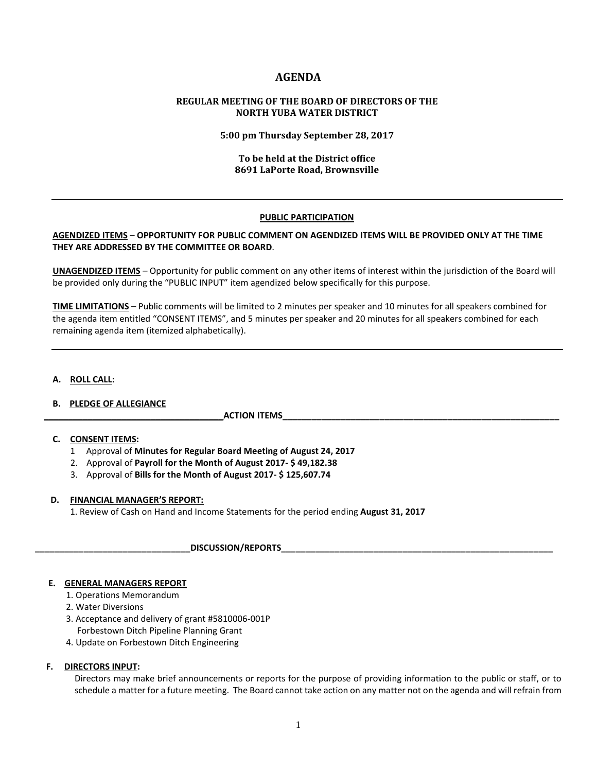# AGENDA

**REGULAR MEETING OF THE BOARD OF DIRECTORS OF THE NORTH YUBA WATER DISTRICT**

**5:00 pm Thursday September 28, 2017**

**To be held at the District office**
**8691 LaPorte Road, Brownsville**

---

**PUBLIC PARTICIPATION**

**AGENDIZED ITEMS** – **OPPORTUNITY FOR PUBLIC COMMENT ON AGENDIZED ITEMS WILL BE PROVIDED ONLY AT THE TIME THEY ARE ADDRESSED BY THE COMMITTEE OR BOARD**.

**UNAGENDIZED ITEMS** – Opportunity for public comment on any other items of interest within the jurisdiction of the Board will be provided only during the "PUBLIC INPUT" item agendized below specifically for this purpose.

**TIME LIMITATIONS** – Public comments will be limited to 2 minutes per speaker and 10 minutes for all speakers combined for the agenda item entitled "CONSENT ITEMS", and 5 minutes per speaker and 20 minutes for all speakers combined for each remaining agenda item (itemized alphabetically).

---

**A. ROLL CALL:**

**B. PLEDGE OF ALLEGIANCE**

**ACTION ITEMS**

**C. CONSENT ITEMS:**

1. Approval of **Minutes for Regular Board Meeting of August 24, 2017**
2. Approval of **Payroll for the Month of August 2017- $ 49,182.38**
3. Approval of **Bills for the Month of August 2017- $ 125,607.74**

**D. FINANCIAL MANAGER'S REPORT:**

1. Review of Cash on Hand and Income Statements for the period ending **August 31, 2017**

**DISCUSSION/REPORTS**

**E. GENERAL MANAGERS REPORT**

1. Operations Memorandum
2. Water Diversions
3. Acceptance and delivery of grant #5810006-001P Forbestown Ditch Pipeline Planning Grant
4. Update on Forbestown Ditch Engineering

**F. DIRECTORS INPUT:**

Directors may make brief announcements or reports for the purpose of providing information to the public or staff, or to schedule a matter for a future meeting. The Board cannot take action on any matter not on the agenda and will refrain from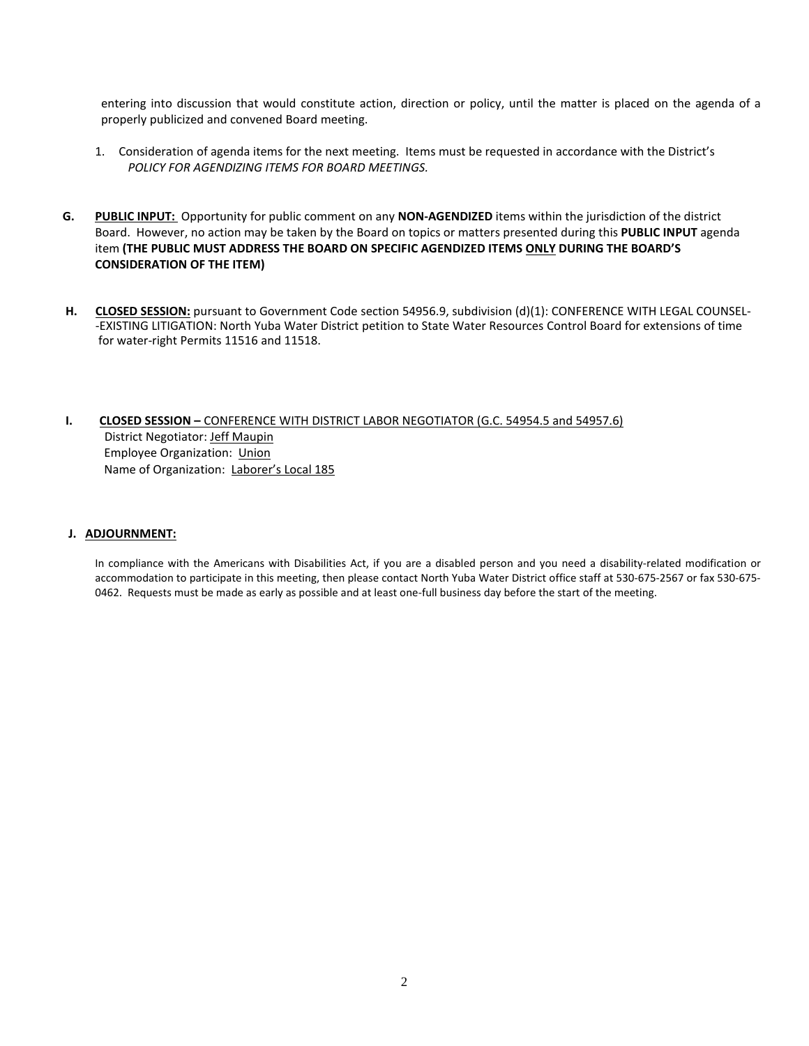entering into discussion that would constitute action, direction or policy, until the matter is placed on the agenda of a properly publicized and convened Board meeting.

1. Consideration of agenda items for the next meeting. Items must be requested in accordance with the District's *POLICY FOR AGENDIZING ITEMS FOR BOARD MEETINGS.*

**G. PUBLIC INPUT:** Opportunity for public comment on any **NON-AGENDIZED** items within the jurisdiction of the district Board. However, no action may be taken by the Board on topics or matters presented during this **PUBLIC INPUT** agenda item **(THE PUBLIC MUST ADDRESS THE BOARD ON SPECIFIC AGENDIZED ITEMS ONLY DURING THE BOARD'S CONSIDERATION OF THE ITEM)**

**H. CLOSED SESSION:** pursuant to Government Code section 54956.9, subdivision (d)(1): CONFERENCE WITH LEGAL COUNSEL--EXISTING LITIGATION: North Yuba Water District petition to State Water Resources Control Board for extensions of time for water-right Permits 11516 and 11518.

**I. CLOSED SESSION –** CONFERENCE WITH DISTRICT LABOR NEGOTIATOR (G.C. 54954.5 and 54957.6)
District Negotiator: Jeff Maupin
Employee Organization: Union
Name of Organization: Laborer's Local 185

**J. ADJOURNMENT:**

In compliance with the Americans with Disabilities Act, if you are a disabled person and you need a disability-related modification or accommodation to participate in this meeting, then please contact North Yuba Water District office staff at 530-675-2567 or fax 530-675-0462. Requests must be made as early as possible and at least one-full business day before the start of the meeting.